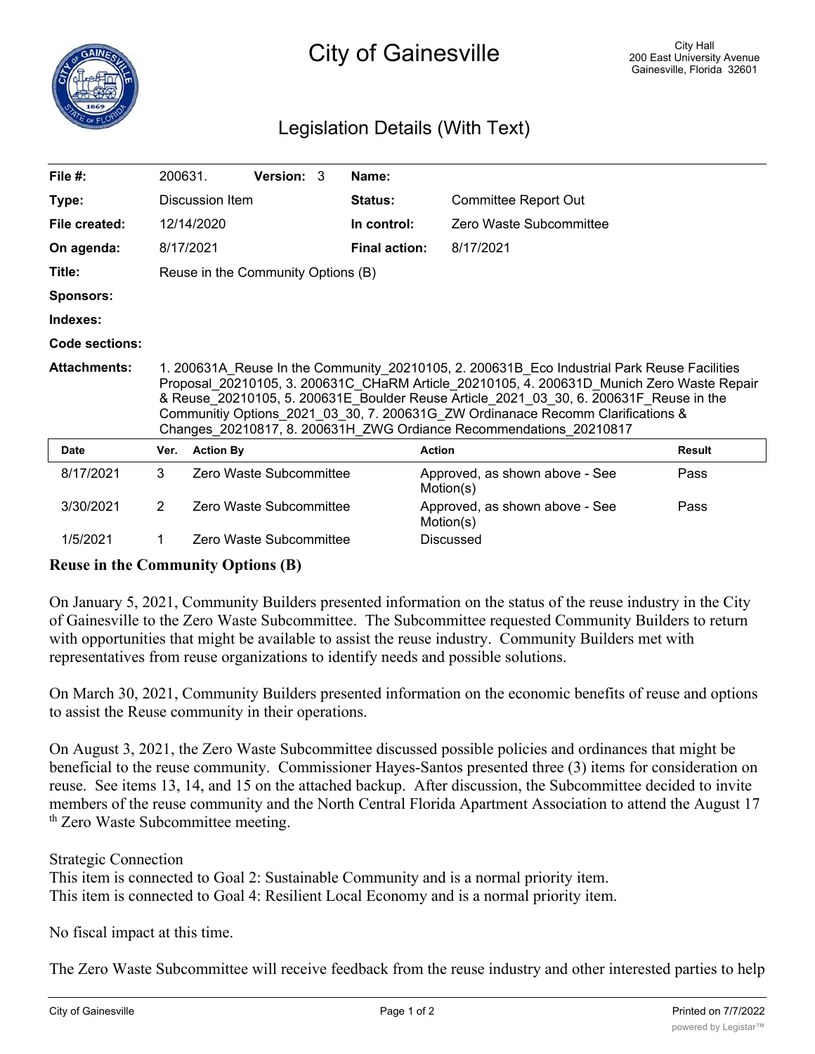# City of Gainesville

City Hall
200 East University Avenue
Gainesville, Florida 32601

## Legislation Details (With Text)

| | | | |
|---|---|---|---|
| **File #:** | 200631. **Version:** 3 | **Name:** | |
| **Type:** | Discussion Item | **Status:** | Committee Report Out |
| **File created:** | 12/14/2020 | **In control:** | Zero Waste Subcommittee |
| **On agenda:** | 8/17/2021 | **Final action:** | 8/17/2021 |
| **Title:** | Reuse in the Community Options (B) | | |
| **Sponsors:** | | | |
| **Indexes:** | | | |
| **Code sections:** | | | |
| **Attachments:** | 1. 200631A_Reuse In the Community_20210105, 2. 200631B_Eco Industrial Park Reuse Facilities Proposal_20210105, 3. 200631C_CHaRM Article_20210105, 4. 200631D_Munich Zero Waste Repair & Reuse_20210105, 5. 200631E_Boulder Reuse Article_2021_03_30, 6. 200631F_Reuse in the Communitiy Options_2021_03_30, 7. 200631G_ZW Ordinanace Recomm Clarifications & Changes_20210817, 8. 200631H_ZWG Ordiance Recommendations_20210817 | | |

| Date | Ver. | Action By | Action | Result |
|---|---|---|---|---|
| 8/17/2021 | 3 | Zero Waste Subcommittee | Approved, as shown above - See Motion(s) | Pass |
| 3/30/2021 | 2 | Zero Waste Subcommittee | Approved, as shown above - See Motion(s) | Pass |
| 1/5/2021 | 1 | Zero Waste Subcommittee | Discussed | |

**Reuse in the Community Options (B)**

On January 5, 2021, Community Builders presented information on the status of the reuse industry in the City of Gainesville to the Zero Waste Subcommittee. The Subcommittee requested Community Builders to return with opportunities that might be available to assist the reuse industry. Community Builders met with representatives from reuse organizations to identify needs and possible solutions.

On March 30, 2021, Community Builders presented information on the economic benefits of reuse and options to assist the Reuse community in their operations.

On August 3, 2021, the Zero Waste Subcommittee discussed possible policies and ordinances that might be beneficial to the reuse community. Commissioner Hayes-Santos presented three (3) items for consideration on reuse. See items 13, 14, and 15 on the attached backup. After discussion, the Subcommittee decided to invite members of the reuse community and the North Central Florida Apartment Association to attend the August 17th Zero Waste Subcommittee meeting.

Strategic Connection
This item is connected to Goal 2: Sustainable Community and is a normal priority item.
This item is connected to Goal 4: Resilient Local Economy and is a normal priority item.

No fiscal impact at this time.

The Zero Waste Subcommittee will receive feedback from the reuse industry and other interested parties to help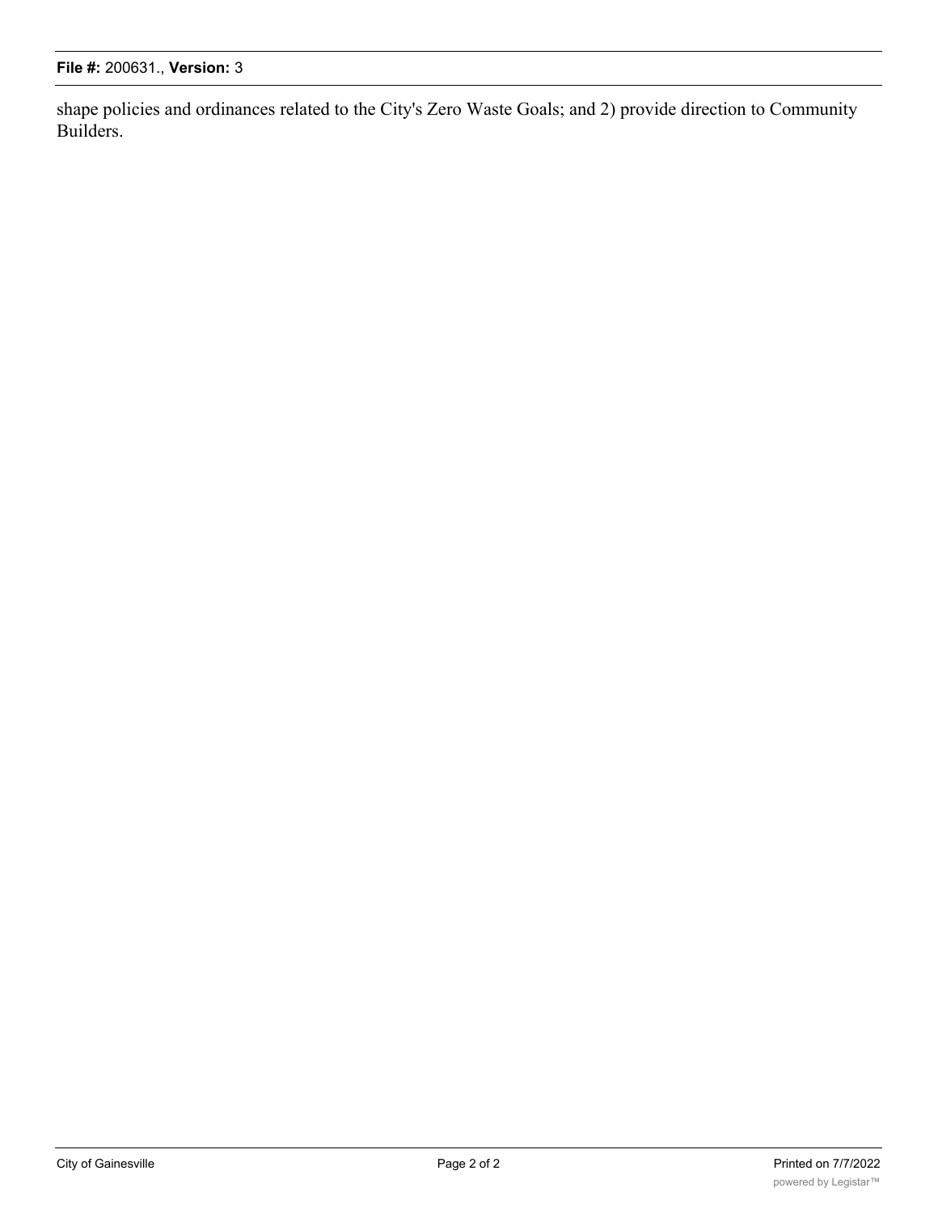shape policies and ordinances related to the City's Zero Waste Goals; and 2) provide direction to Community Builders.